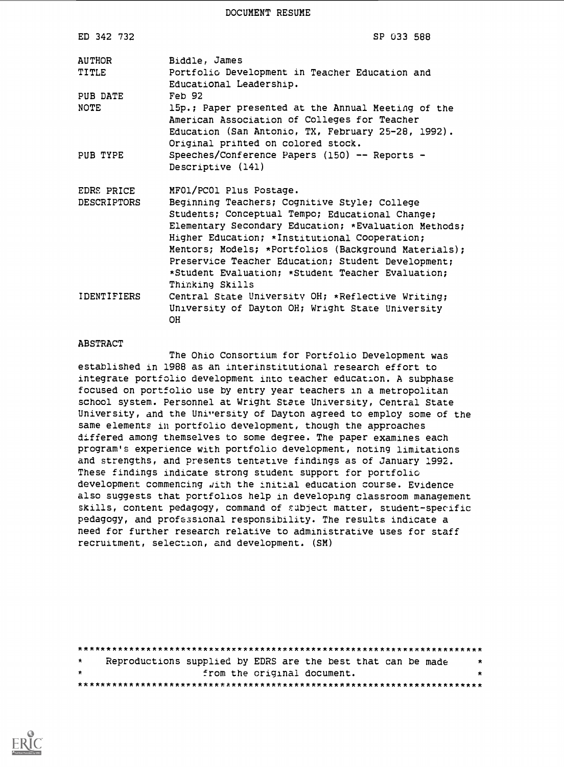DOCUMENT RESUME

| | |
|---|---|
| ED 342 732 | SP 033 588 |
| AUTHOR | Biddle, James |
| TITLE | Portfolio Development in Teacher Education and Educational Leadership. |
| PUB DATE | Feb 92 |
| NOTE | 15p.; Paper presented at the Annual Meeting of the American Association of Colleges for Teacher Education (San Antonio, TX, February 25-28, 1992). Original printed on colored stock. |
| PUB TYPE | Speeches/Conference Papers (150) -- Reports - Descriptive (141) |
| EDRS PRICE | MF01/PC01 Plus Postage. |
| DESCRIPTORS | Beginning Teachers; Cognitive Style; College Students; Conceptual Tempo; Educational Change; Elementary Secondary Education; *Evaluation Methods; Higher Education; *Institutional Cooperation; Mentors; Models; *Portfolios (Background Materials); Preservice Teacher Education; Student Development; *Student Evaluation; *Student Teacher Evaluation; Thinking Skills |
| IDENTIFIERS | Central State University OH; *Reflective Writing; University of Dayton OH; Wright State University OH |

ABSTRACT

The Ohio Consortium for Portfolio Development was established in 1988 as an interinstitutional research effort to integrate portfolio development into teacher education. A subphase focused on portfolio use by entry year teachers in a metropolitan school system. Personnel at Wright State University, Central State University, and the University of Dayton agreed to employ some of the same elements in portfolio development, though the approaches differed among themselves to some degree. The paper examines each program's experience with portfolio development, noting limitations and strengths, and presents tentative findings as of January 1992. These findings indicate strong student support for portfolio development commencing with the initial education course. Evidence also suggests that portfolios help in developing classroom management skills, content pedagogy, command of subject matter, student-specific pedagogy, and professional responsibility. The results indicate a need for further research relative to administrative uses for staff recruitment, selection, and development. (SM)

***********************************************************************
* Reproductions supplied by EDRS are the best that can be made *
* from the original document. *
***********************************************************************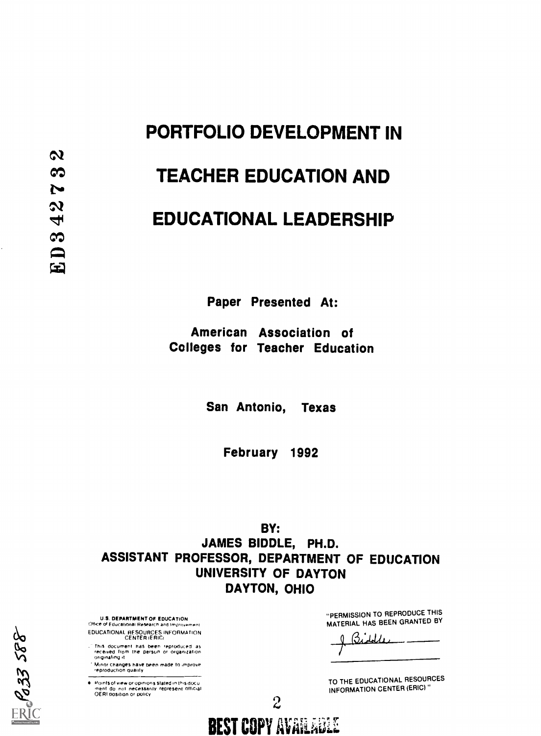# PORTFOLIO DEVELOPMENT IN TEACHER EDUCATION AND EDUCATIONAL LEADERSHIP

ED342732

**Paper Presented At:**

**American Association of Colleges for Teacher Education**

**San Antonio, Texas**

**February 1992**

**BY:**
**JAMES BIDDLE, PH.D.**
**ASSISTANT PROFESSOR, DEPARTMENT OF EDUCATION**
**UNIVERSITY OF DAYTON**
**DAYTON, OHIO**

U.S. DEPARTMENT OF EDUCATION
Office of Educational Research and Improvement
EDUCATIONAL RESOURCES INFORMATION CENTER (ERIC)

- This document has been reproduced as received from the person or organization originating it.
- Minor changes have been made to improve reproduction quality.
- Points of view or opinions stated in this document do not necessarily represent official OERI position or policy.

"PERMISSION TO REPRODUCE THIS MATERIAL HAS BEEN GRANTED BY

J. Biddle

TO THE EDUCATIONAL RESOURCES INFORMATION CENTER (ERIC)."

SP033588

BEST COPY AVAILABLE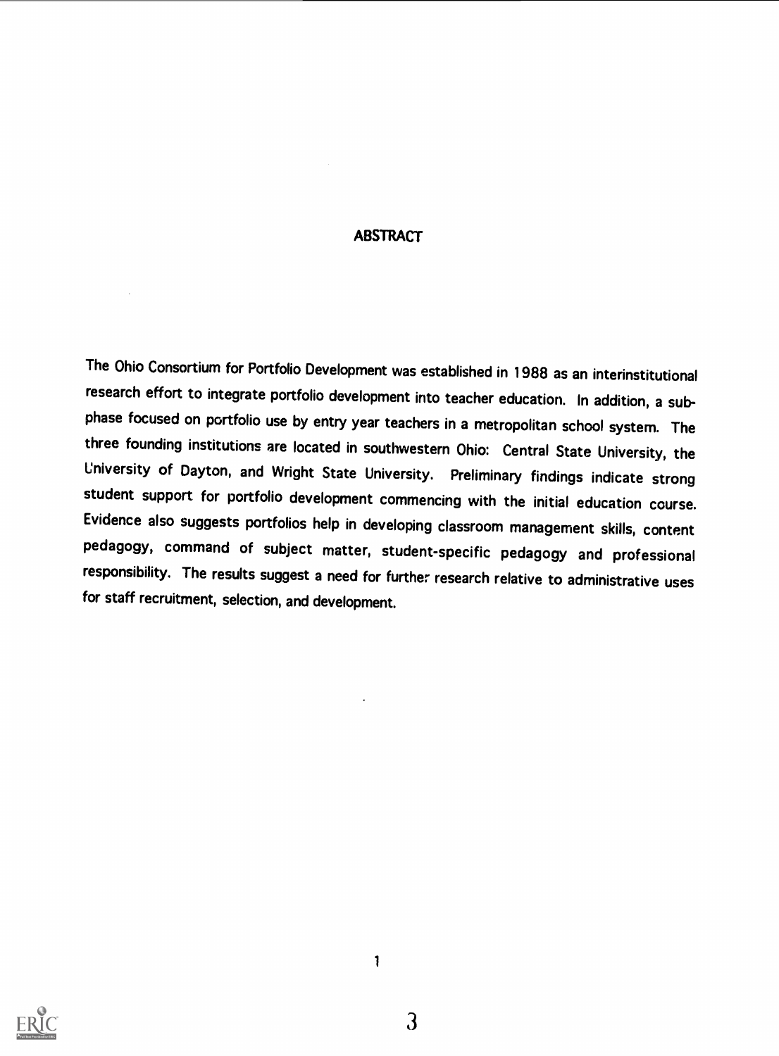## ABSTRACT

The Ohio Consortium for Portfolio Development was established in 1988 as an interinstitutional research effort to integrate portfolio development into teacher education. In addition, a sub-phase focused on portfolio use by entry year teachers in a metropolitan school system. The three founding institutions are located in southwestern Ohio: Central State University, the University of Dayton, and Wright State University. Preliminary findings indicate strong student support for portfolio development commencing with the initial education course. Evidence also suggests portfolios help in developing classroom management skills, content pedagogy, command of subject matter, student-specific pedagogy and professional responsibility. The results suggest a need for further research relative to administrative uses for staff recruitment, selection, and development.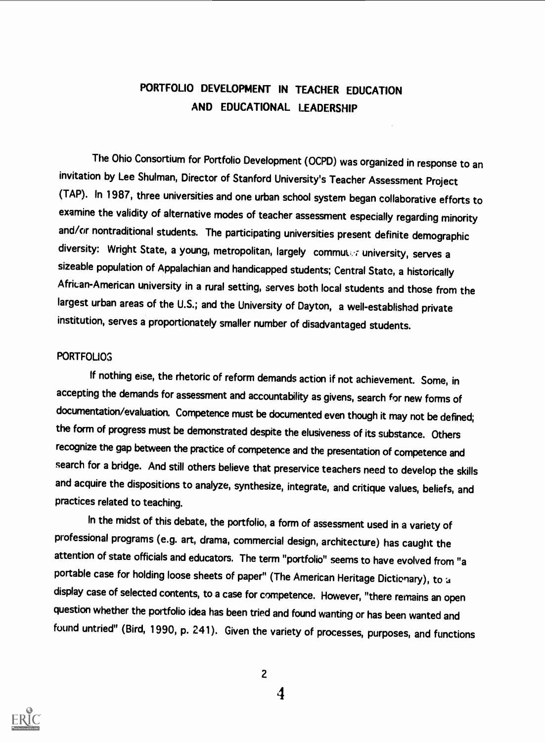# PORTFOLIO DEVELOPMENT IN TEACHER EDUCATION AND EDUCATIONAL LEADERSHIP

The Ohio Consortium for Portfolio Development (OCPD) was organized in response to an invitation by Lee Shulman, Director of Stanford University's Teacher Assessment Project (TAP). In 1987, three universities and one urban school system began collaborative efforts to examine the validity of alternative modes of teacher assessment especially regarding minority and/or nontraditional students. The participating universities present definite demographic diversity: Wright State, a young, metropolitan, largely commuter university, serves a sizeable population of Appalachian and handicapped students; Central State, a historically African-American university in a rural setting, serves both local students and those from the largest urban areas of the U.S.; and the University of Dayton, a well-established private institution, serves a proportionately smaller number of disadvantaged students.

## PORTFOLIOS

If nothing else, the rhetoric of reform demands action if not achievement. Some, in accepting the demands for assessment and accountability as givens, search for new forms of documentation/evaluation. Competence must be documented even though it may not be defined; the form of progress must be demonstrated despite the elusiveness of its substance. Others recognize the gap between the practice of competence and the presentation of competence and search for a bridge. And still others believe that preservice teachers need to develop the skills and acquire the dispositions to analyze, synthesize, integrate, and critique values, beliefs, and practices related to teaching.

In the midst of this debate, the portfolio, a form of assessment used in a variety of professional programs (e.g. art, drama, commercial design, architecture) has caught the attention of state officials and educators. The term "portfolio" seems to have evolved from "a portable case for holding loose sheets of paper" (The American Heritage Dictionary), to a display case of selected contents, to a case for competence. However, "there remains an open question whether the portfolio idea has been tried and found wanting or has been wanted and found untried" (Bird, 1990, p. 241). Given the variety of processes, purposes, and functions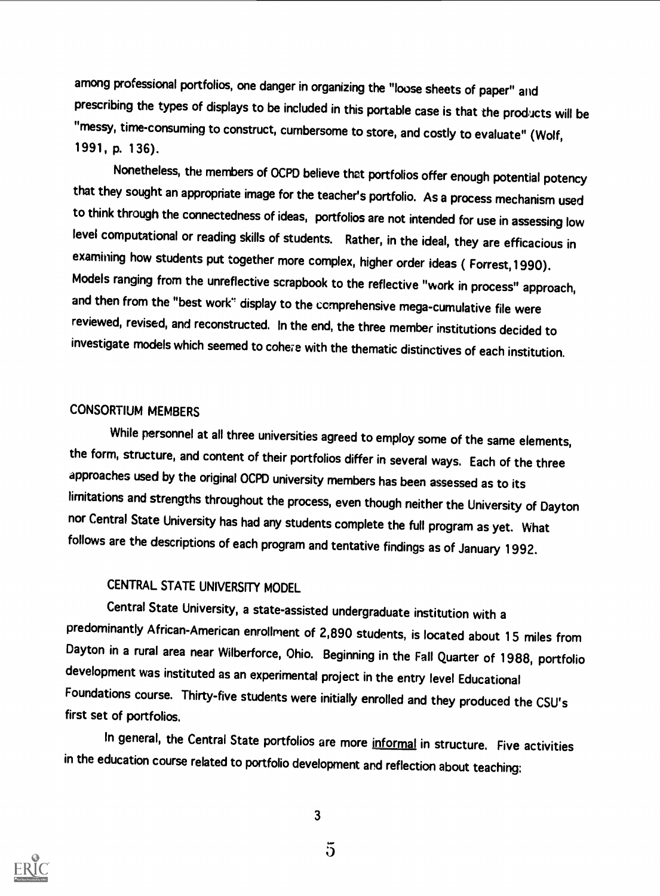among professional portfolios, one danger in organizing the "loose sheets of paper" and prescribing the types of displays to be included in this portable case is that the products will be "messy, time-consuming to construct, cumbersome to store, and costly to evaluate" (Wolf, 1991, p. 136).

Nonetheless, the members of OCPD believe that portfolios offer enough potential potency that they sought an appropriate image for the teacher's portfolio. As a process mechanism used to think through the connectedness of ideas, portfolios are not intended for use in assessing low level computational or reading skills of students. Rather, in the ideal, they are efficacious in examining how students put together more complex, higher order ideas ( Forrest, 1990). Models ranging from the unreflective scrapbook to the reflective "work in process" approach, and then from the "best work" display to the comprehensive mega-cumulative file were reviewed, revised, and reconstructed. In the end, the three member institutions decided to investigate models which seemed to cohere with the thematic distinctives of each institution.

## CONSORTIUM MEMBERS

While personnel at all three universities agreed to employ some of the same elements, the form, structure, and content of their portfolios differ in several ways. Each of the three approaches used by the original OCPD university members has been assessed as to its limitations and strengths throughout the process, even though neither the University of Dayton nor Central State University has had any students complete the full program as yet. What follows are the descriptions of each program and tentative findings as of January 1992.

### CENTRAL STATE UNIVERSITY MODEL

Central State University, a state-assisted undergraduate institution with a predominantly African-American enrollment of 2,890 students, is located about 15 miles from Dayton in a rural area near Wilberforce, Ohio. Beginning in the Fall Quarter of 1988, portfolio development was instituted as an experimental project in the entry level Educational Foundations course. Thirty-five students were initially enrolled and they produced the CSU's first set of portfolios.

In general, the Central State portfolios are more informal in structure. Five activities in the education course related to portfolio development and reflection about teaching: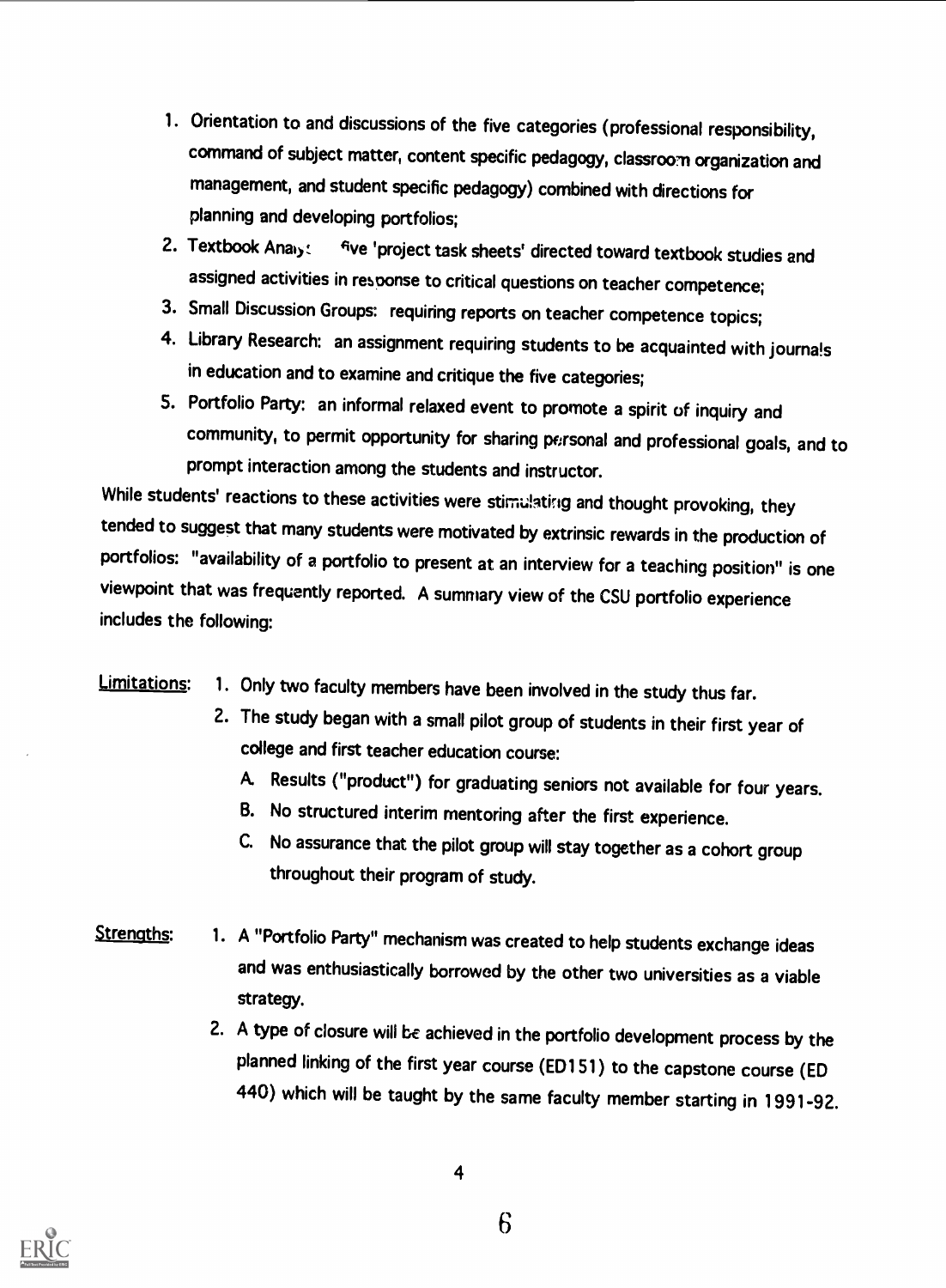1. Orientation to and discussions of the five categories (professional responsibility, command of subject matter, content specific pedagogy, classroom organization and management, and student specific pedagogy) combined with directions for planning and developing portfolios;
2. Textbook Analy: five 'project task sheets' directed toward textbook studies and assigned activities in response to critical questions on teacher competence;
3. Small Discussion Groups: requiring reports on teacher competence topics;
4. Library Research: an assignment requiring students to be acquainted with journals in education and to examine and critique the five categories;
5. Portfolio Party: an informal relaxed event to promote a spirit of inquiry and community, to permit opportunity for sharing personal and professional goals, and to prompt interaction among the students and instructor.

While students' reactions to these activities were stimulating and thought provoking, they tended to suggest that many students were motivated by extrinsic rewards in the production of portfolios: "availability of a portfolio to present at an interview for a teaching position" is one viewpoint that was frequently reported. A summary view of the CSU portfolio experience includes the following:

<u>Limitations</u>:

1. Only two faculty members have been involved in the study thus far.
2. The study began with a small pilot group of students in their first year of college and first teacher education course:
   A. Results ("product") for graduating seniors not available for four years.
   B. No structured interim mentoring after the first experience.
   C. No assurance that the pilot group will stay together as a cohort group throughout their program of study.

<u>Strengths</u>:

1. A "Portfolio Party" mechanism was created to help students exchange ideas and was enthusiastically borrowed by the other two universities as a viable strategy.
2. A type of closure will be achieved in the portfolio development process by the planned linking of the first year course (ED151) to the capstone course (ED 440) which will be taught by the same faculty member starting in 1991-92.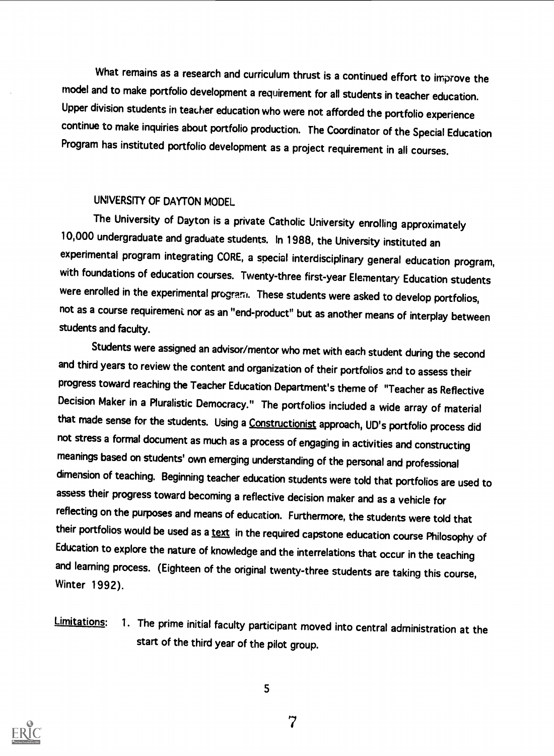What remains as a research and curriculum thrust is a continued effort to improve the model and to make portfolio development a requirement for all students in teacher education. Upper division students in teacher education who were not afforded the portfolio experience continue to make inquiries about portfolio production. The Coordinator of the Special Education Program has instituted portfolio development as a project requirement in all courses.

## UNIVERSITY OF DAYTON MODEL

The University of Dayton is a private Catholic University enrolling approximately 10,000 undergraduate and graduate students. In 1988, the University instituted an experimental program integrating CORE, a special interdisciplinary general education program, with foundations of education courses. Twenty-three first-year Elementary Education students were enrolled in the experimental program. These students were asked to develop portfolios, not as a course requirement nor as an "end-product" but as another means of interplay between students and faculty.

Students were assigned an advisor/mentor who met with each student during the second and third years to review the content and organization of their portfolios and to assess their progress toward reaching the Teacher Education Department's theme of "Teacher as Reflective Decision Maker in a Pluralistic Democracy." The portfolios included a wide array of material that made sense for the students. Using a <u>Constructionist</u> approach, UD's portfolio process did not stress a formal document as much as a process of engaging in activities and constructing meanings based on students' own emerging understanding of the personal and professional dimension of teaching. Beginning teacher education students were told that portfolios are used to assess their progress toward becoming a reflective decision maker and as a vehicle for reflecting on the purposes and means of education. Furthermore, the students were told that their portfolios would be used as a <u>text</u> in the required capstone education course Philosophy of Education to explore the nature of knowledge and the interrelations that occur in the teaching and learning process. (Eighteen of the original twenty-three students are taking this course, Winter 1992).

<u>Limitations</u>:

1. The prime initial faculty participant moved into central administration at the start of the third year of the pilot group.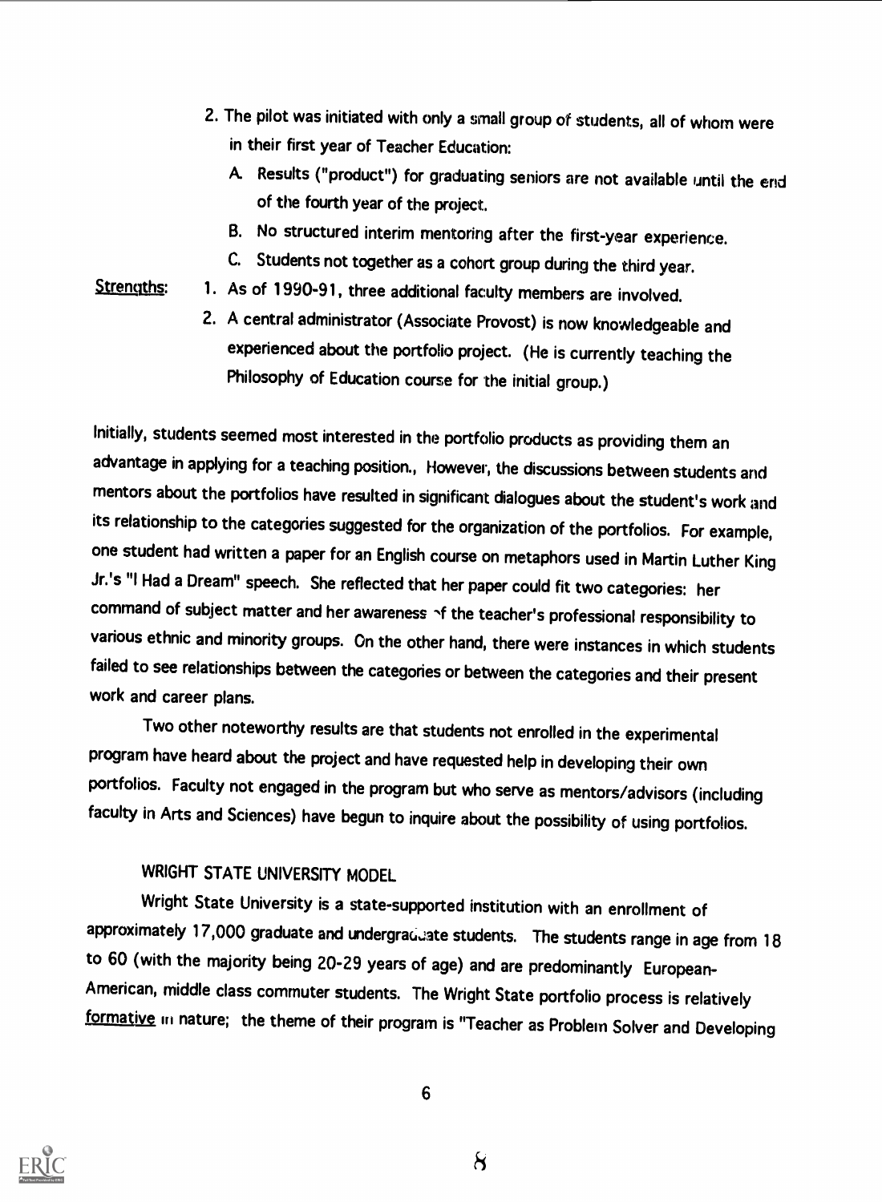2. The pilot was initiated with only a small group of students, all of whom were in their first year of Teacher Education:

   A. Results ("product") for graduating seniors are not available until the end of the fourth year of the project.

   B. No structured interim mentoring after the first-year experience.

   C. Students not together as a cohort group during the third year.

<u>Strengths</u>:

1. As of 1990-91, three additional faculty members are involved.

2. A central administrator (Associate Provost) is now knowledgeable and experienced about the portfolio project. (He is currently teaching the Philosophy of Education course for the initial group.)

Initially, students seemed most interested in the portfolio products as providing them an advantage in applying for a teaching position., However, the discussions between students and mentors about the portfolios have resulted in significant dialogues about the student's work and its relationship to the categories suggested for the organization of the portfolios. For example, one student had written a paper for an English course on metaphors used in Martin Luther King Jr.'s "I Had a Dream" speech. She reflected that her paper could fit two categories: her command of subject matter and her awareness of the teacher's professional responsibility to various ethnic and minority groups. On the other hand, there were instances in which students failed to see relationships between the categories or between the categories and their present work and career plans.

Two other noteworthy results are that students not enrolled in the experimental program have heard about the project and have requested help in developing their own portfolios. Faculty not engaged in the program but who serve as mentors/advisors (including faculty in Arts and Sciences) have begun to inquire about the possibility of using portfolios.

## WRIGHT STATE UNIVERSITY MODEL

Wright State University is a state-supported institution with an enrollment of approximately 17,000 graduate and undergraduate students. The students range in age from 18 to 60 (with the majority being 20-29 years of age) and are predominantly European-American, middle class commuter students. The Wright State portfolio process is relatively <u>formative</u> in nature; the theme of their program is "Teacher as Problem Solver and Developing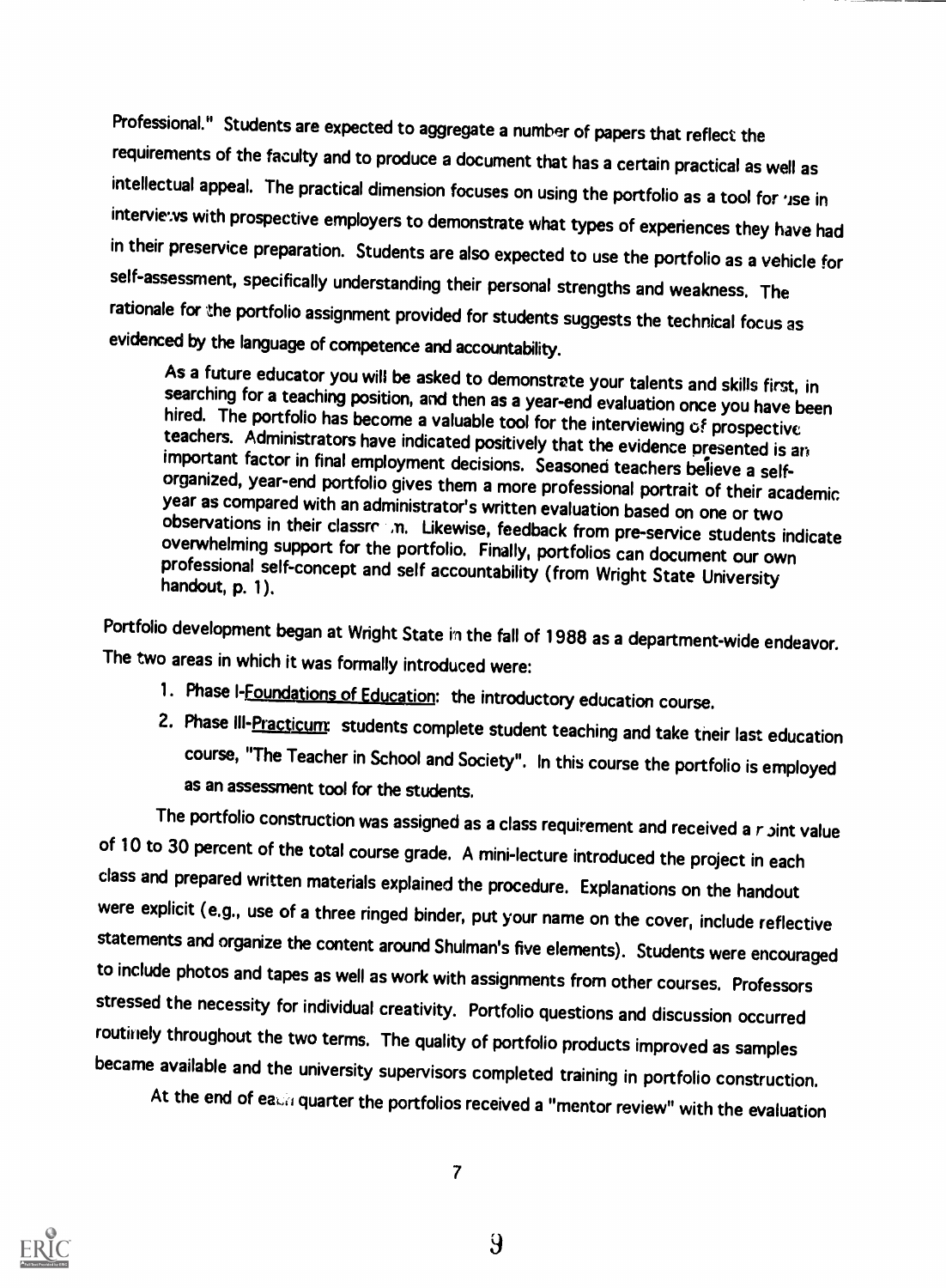Professional." Students are expected to aggregate a number of papers that reflect the requirements of the faculty and to produce a document that has a certain practical as well as intellectual appeal. The practical dimension focuses on using the portfolio as a tool for use in interviews with prospective employers to demonstrate what types of experiences they have had in their preservice preparation. Students are also expected to use the portfolio as a vehicle for self-assessment, specifically understanding their personal strengths and weakness. The rationale for the portfolio assignment provided for students suggests the technical focus as evidenced by the language of competence and accountability.

> As a future educator you will be asked to demonstrate your talents and skills first, in searching for a teaching position, and then as a year-end evaluation once you have been hired. The portfolio has become a valuable tool for the interviewing of prospective teachers. Administrators have indicated positively that the evidence presented is an important factor in final employment decisions. Seasoned teachers believe a self-organized, year-end portfolio gives them a more professional portrait of their academic year as compared with an administrator's written evaluation based on one or two observations in their classroom. Likewise, feedback from pre-service students indicate overwhelming support for the portfolio. Finally, portfolios can document our own professional self-concept and self accountability (from Wright State University handout, p. 1).

Portfolio development began at Wright State in the fall of 1988 as a department-wide endeavor. The two areas in which it was formally introduced were:

1. Phase I-Foundations of Education: the introductory education course.
2. Phase III-Practicum: students complete student teaching and take their last education course, "The Teacher in School and Society". In this course the portfolio is employed as an assessment tool for the students.

The portfolio construction was assigned as a class requirement and received a point value of 10 to 30 percent of the total course grade. A mini-lecture introduced the project in each class and prepared written materials explained the procedure. Explanations on the handout were explicit (e.g., use of a three ringed binder, put your name on the cover, include reflective statements and organize the content around Shulman's five elements). Students were encouraged to include photos and tapes as well as work with assignments from other courses. Professors stressed the necessity for individual creativity. Portfolio questions and discussion occurred routinely throughout the two terms. The quality of portfolio products improved as samples became available and the university supervisors completed training in portfolio construction.

At the end of each quarter the portfolios received a "mentor review" with the evaluation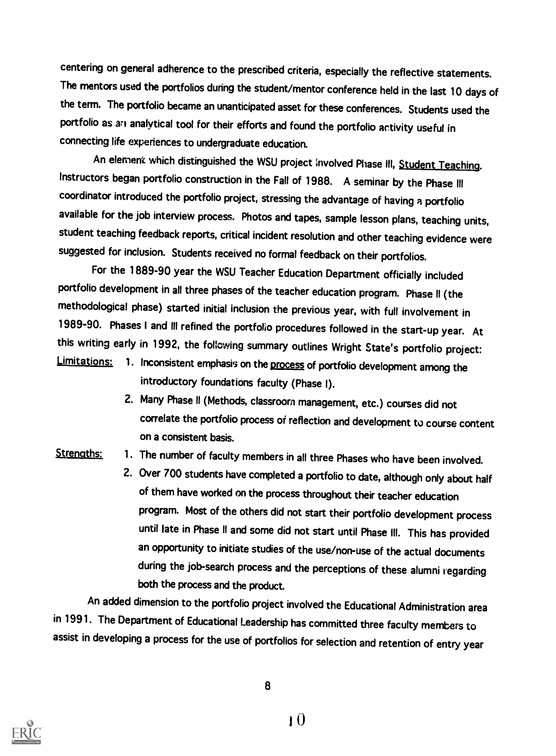centering on general adherence to the prescribed criteria, especially the reflective statements. The mentors used the portfolios during the student/mentor conference held in the last 10 days of the term. The portfolio became an unanticipated asset for these conferences. Students used the portfolio as an analytical tool for their efforts and found the portfolio activity useful in connecting life experiences to undergraduate education.

An element which distinguished the WSU project involved Phase III, Student Teaching. Instructors began portfolio construction in the Fall of 1988. A seminar by the Phase III coordinator introduced the portfolio project, stressing the advantage of having a portfolio available for the job interview process. Photos and tapes, sample lesson plans, teaching units, student teaching feedback reports, critical incident resolution and other teaching evidence were suggested for inclusion. Students received no formal feedback on their portfolios.

For the 1889-90 year the WSU Teacher Education Department officially included portfolio development in all three phases of the teacher education program. Phase II (the methodological phase) started initial inclusion the previous year, with full involvement in 1989-90. Phases I and III refined the portfolio procedures followed in the start-up year. At this writing early in 1992, the following summary outlines Wright State's portfolio project:

Limitations:

1. Inconsistent emphasis on the process of portfolio development among the introductory foundations faculty (Phase I).
2. Many Phase II (Methods, classroom management, etc.) courses did not correlate the portfolio process of reflection and development to course content on a consistent basis.

Strengths:

1. The number of faculty members in all three Phases who have been involved.
2. Over 700 students have completed a portfolio to date, although only about half of them have worked on the process throughout their teacher education program. Most of the others did not start their portfolio development process until late in Phase II and some did not start until Phase III. This has provided an opportunity to initiate studies of the use/non-use of the actual documents during the job-search process and the perceptions of these alumni regarding both the process and the product.

An added dimension to the portfolio project involved the Educational Administration area in 1991. The Department of Educational Leadership has committed three faculty members to assist in developing a process for the use of portfolios for selection and retention of entry year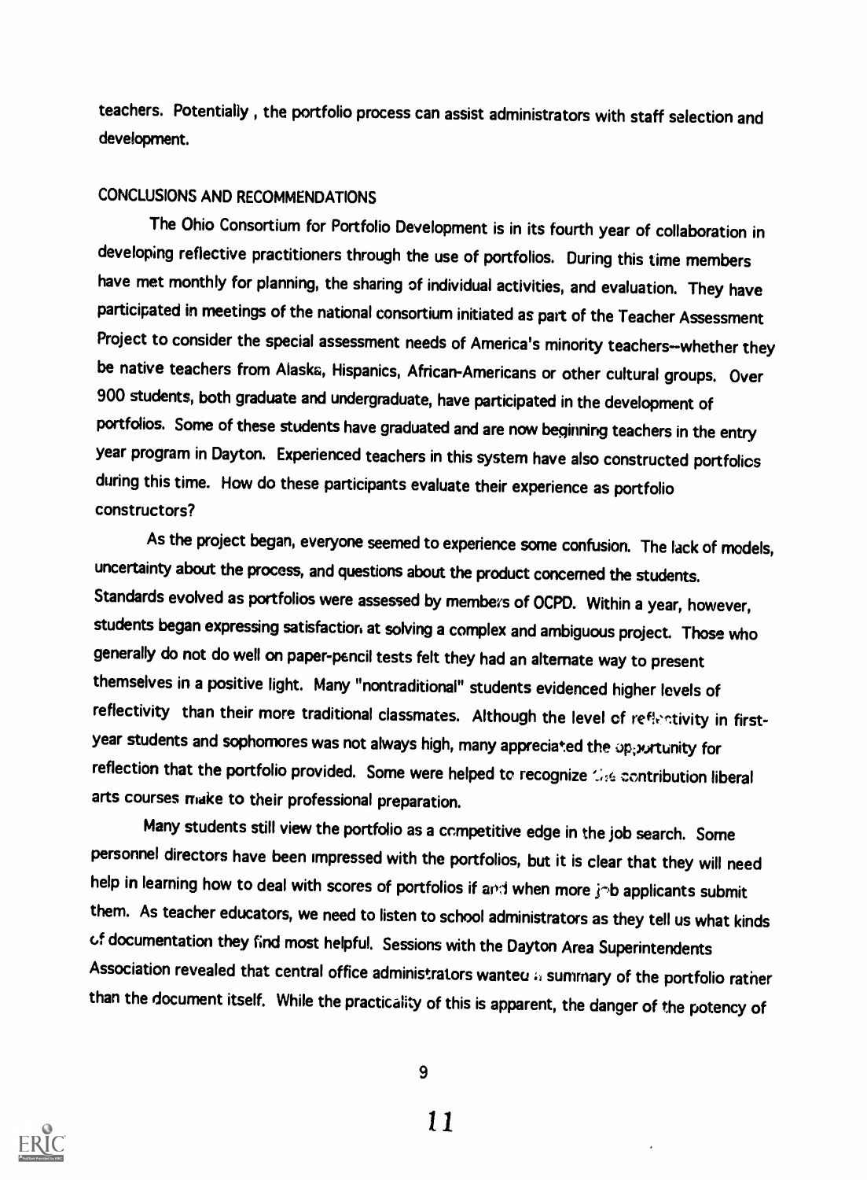teachers. Potentially, the portfolio process can assist administrators with staff selection and development.

## CONCLUSIONS AND RECOMMENDATIONS

The Ohio Consortium for Portfolio Development is in its fourth year of collaboration in developing reflective practitioners through the use of portfolios. During this time members have met monthly for planning, the sharing of individual activities, and evaluation. They have participated in meetings of the national consortium initiated as part of the Teacher Assessment Project to consider the special assessment needs of America's minority teachers--whether they be native teachers from Alaska, Hispanics, African-Americans or other cultural groups. Over 900 students, both graduate and undergraduate, have participated in the development of portfolios. Some of these students have graduated and are now beginning teachers in the entry year program in Dayton. Experienced teachers in this system have also constructed portfolios during this time. How do these participants evaluate their experience as portfolio constructors?

As the project began, everyone seemed to experience some confusion. The lack of models, uncertainty about the process, and questions about the product concerned the students. Standards evolved as portfolios were assessed by members of OCPD. Within a year, however, students began expressing satisfaction at solving a complex and ambiguous project. Those who generally do not do well on paper-pencil tests felt they had an alternate way to present themselves in a positive light. Many "nontraditional" students evidenced higher levels of reflectivity than their more traditional classmates. Although the level of reflectivity in first-year students and sophomores was not always high, many appreciated the opportunity for reflection that the portfolio provided. Some were helped to recognize the contribution liberal arts courses make to their professional preparation.

Many students still view the portfolio as a competitive edge in the job search. Some personnel directors have been impressed with the portfolios, but it is clear that they will need help in learning how to deal with scores of portfolios if and when more job applicants submit them. As teacher educators, we need to listen to school administrators as they tell us what kinds of documentation they find most helpful. Sessions with the Dayton Area Superintendents Association revealed that central office administrators wanted a summary of the portfolio rather than the document itself. While the practicality of this is apparent, the danger of the potency of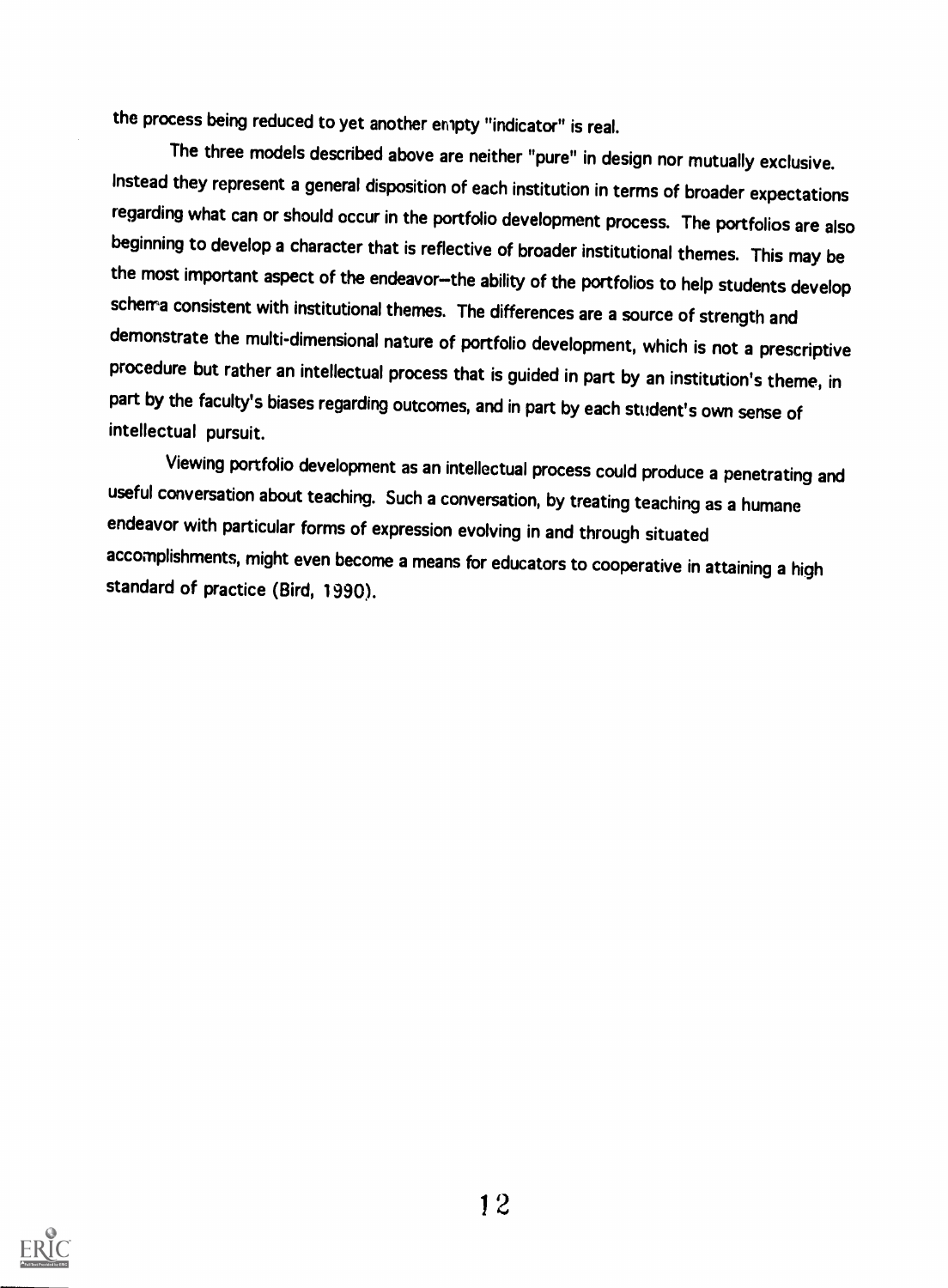the process being reduced to yet another empty "indicator" is real.

The three models described above are neither "pure" in design nor mutually exclusive. Instead they represent a general disposition of each institution in terms of broader expectations regarding what can or should occur in the portfolio development process. The portfolios are also beginning to develop a character that is reflective of broader institutional themes. This may be the most important aspect of the endeavor–the ability of the portfolios to help students develop schema consistent with institutional themes. The differences are a source of strength and demonstrate the multi-dimensional nature of portfolio development, which is not a prescriptive procedure but rather an intellectual process that is guided in part by an institution's theme, in part by the faculty's biases regarding outcomes, and in part by each student's own sense of intellectual pursuit.

Viewing portfolio development as an intellectual process could produce a penetrating and useful conversation about teaching. Such a conversation, by treating teaching as a humane endeavor with particular forms of expression evolving in and through situated accomplishments, might even become a means for educators to cooperative in attaining a high standard of practice (Bird, 1990).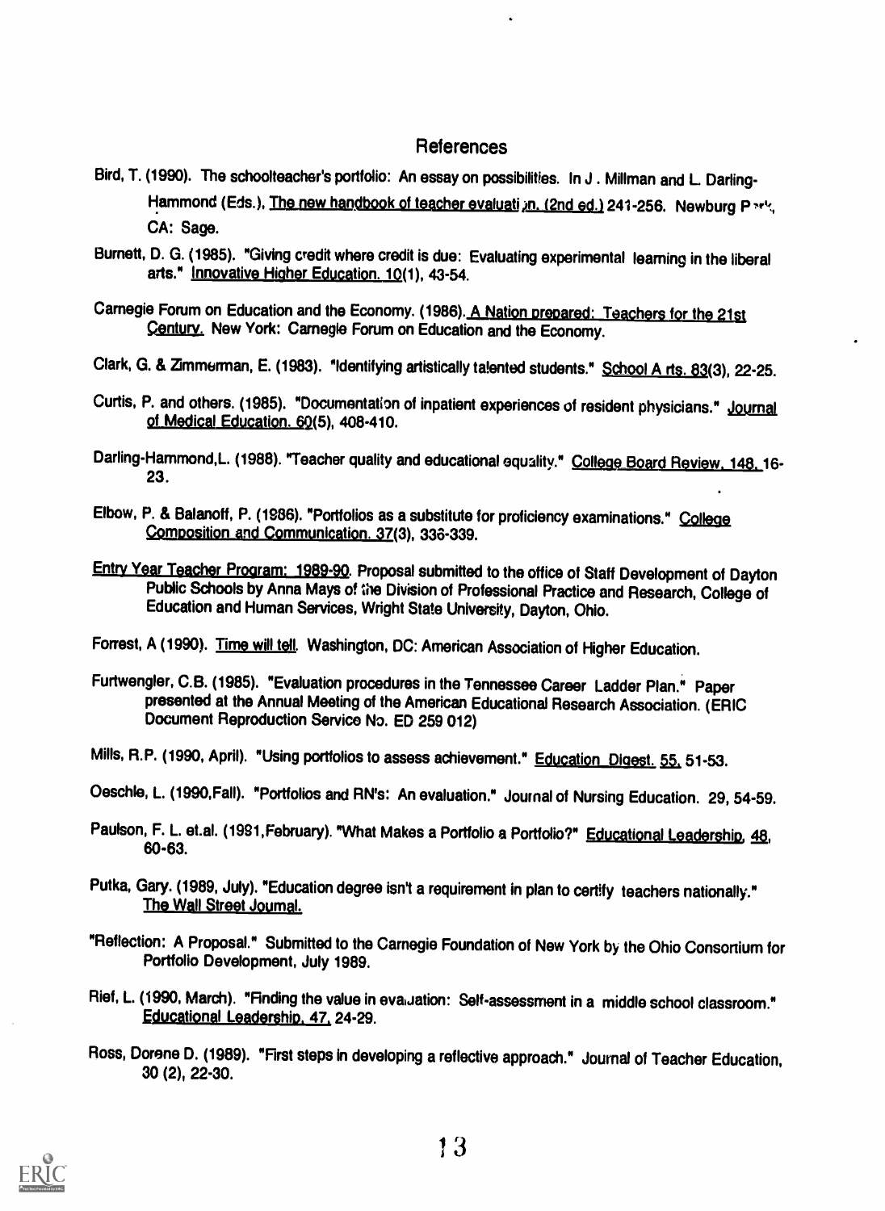## References

Bird, T. (1990). The schoolteacher's portfolio: An essay on possibilities. In J. Millman and L. Darling-Hammond (Eds.), The new handbook of teacher evaluation. (2nd ed.) 241-256. Newburg Park, CA: Sage.

Burnett, D. G. (1985). "Giving credit where credit is due: Evaluating experimental learning in the liberal arts." Innovative Higher Education. 10(1), 43-54.

Carnegie Forum on Education and the Economy. (1986). A Nation prepared: Teachers for the 21st Century. New York: Carnegie Forum on Education and the Economy.

Clark, G. & Zimmerman, E. (1983). "Identifying artistically talented students." School Arts. 83(3), 22-25.

Curtis, P. and others. (1985). "Documentation of inpatient experiences of resident physicians." Journal of Medical Education. 60(5), 408-410.

Darling-Hammond, L. (1988). "Teacher quality and educational equality." College Board Review, 148, 16-23.

Elbow, P. & Balanoff, P. (1986). "Portfolios as a substitute for proficiency examinations." College Composition and Communication. 37(3), 336-339.

Entry Year Teacher Program: 1989-90. Proposal submitted to the office of Staff Development of Dayton Public Schools by Anna Mays of the Division of Professional Practice and Research, College of Education and Human Services, Wright State University, Dayton, Ohio.

Forrest, A (1990). Time will tell. Washington, DC: American Association of Higher Education.

Furtwengler, C.B. (1985). "Evaluation procedures in the Tennessee Career Ladder Plan." Paper presented at the Annual Meeting of the American Educational Research Association. (ERIC Document Reproduction Service No. ED 259 012)

Mills, R.P. (1990, April). "Using portfolios to assess achievement." Education Digest. 55, 51-53.

Oeschle, L. (1990, Fall). "Portfolios and RN's: An evaluation." Journal of Nursing Education. 29, 54-59.

Paulson, F. L. et.al. (1991, February). "What Makes a Portfolio a Portfolio?" Educational Leadership, 48, 60-63.

Putka, Gary. (1989, July). "Education degree isn't a requirement in plan to certify teachers nationally." The Wall Street Journal.

"Reflection: A Proposal." Submitted to the Carnegie Foundation of New York by the Ohio Consortium for Portfolio Development, July 1989.

Rief, L. (1990, March). "Finding the value in evaluation: Self-assessment in a middle school classroom." Educational Leadership, 47, 24-29.

Ross, Dorene D. (1989). "First steps in developing a reflective approach." Journal of Teacher Education, 30 (2), 22-30.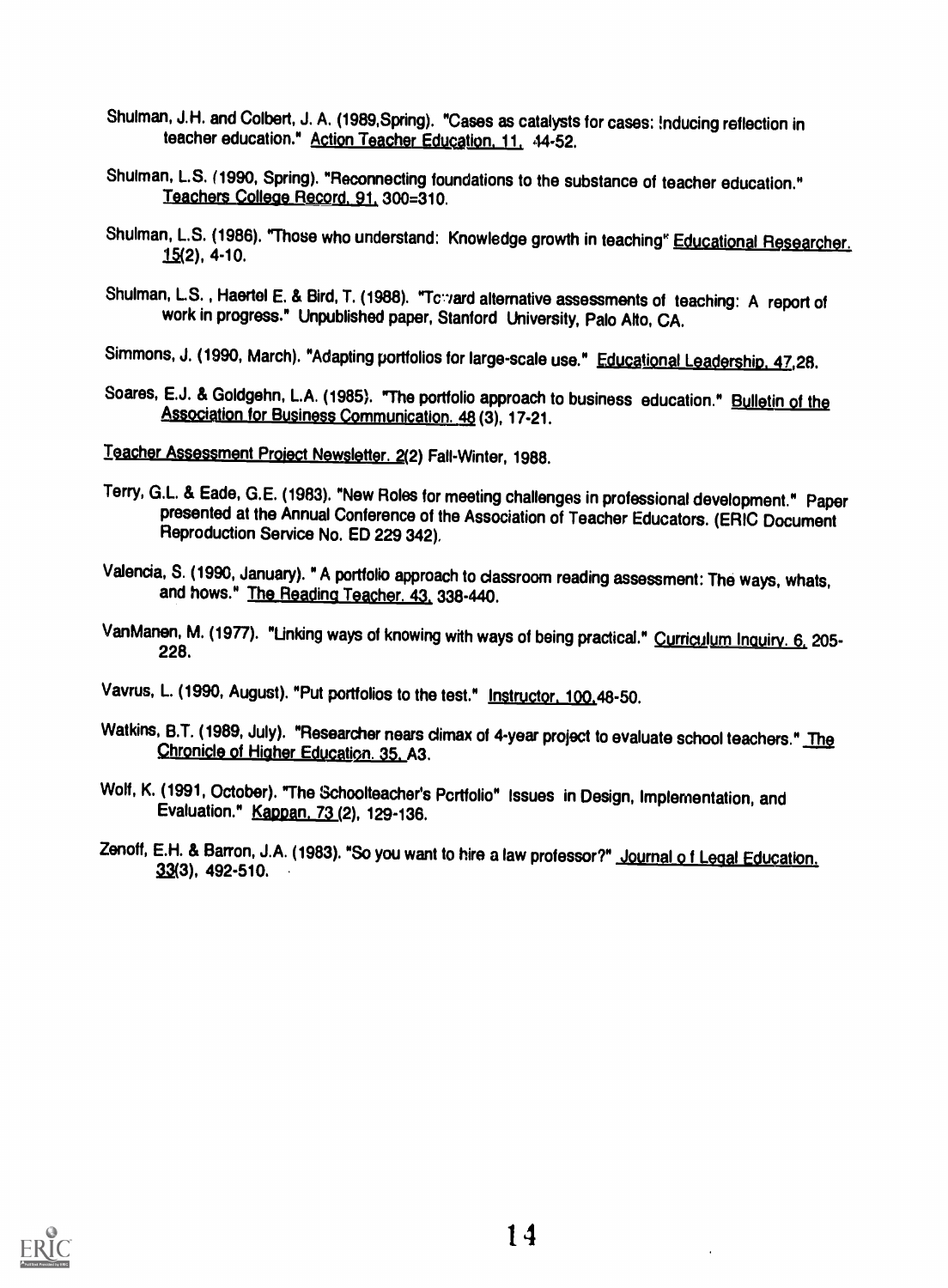Shulman, J.H. and Colbert, J. A. (1989,Spring). "Cases as catalysts for cases: Inducing reflection in teacher education." Action Teacher Education. 11, 44-52.

Shulman, L.S. (1990, Spring). "Reconnecting foundations to the substance of teacher education." Teachers College Record. 91, 300=310.

Shulman, L.S. (1986). "Those who understand: Knowledge growth in teaching" Educational Researcher. 15(2), 4-10.

Shulman, L.S. , Haertel E. & Bird, T. (1988). "Toward alternative assessments of teaching: A report of work in progress." Unpublished paper, Stanford University, Palo Alto, CA.

Simmons, J. (1990, March). "Adapting portfolios for large-scale use." Educational Leadership. 47,28.

Soares, E.J. & Goldgehn, L.A. (1985). "The portfolio approach to business education." Bulletin of the Association for Business Communication. 48 (3), 17-21.

Teacher Assessment Project Newsletter. 2(2) Fall-Winter, 1988.

Terry, G.L. & Eade, G.E. (1983). "New Roles for meeting challenges in professional development." Paper presented at the Annual Conference of the Association of Teacher Educators. (ERIC Document Reproduction Service No. ED 229 342).

Valencia, S. (1990, January). " A portfolio approach to classroom reading assessment: The ways, whats, and hows." The Reading Teacher. 43, 338-440.

VanManen, M. (1977). "Linking ways of knowing with ways of being practical." Curriculum Inquiry. 6, 205-228.

Vavrus, L. (1990, August). "Put portfolios to the test." Instructor. 100,48-50.

Watkins, B.T. (1989, July). "Researcher nears climax of 4-year project to evaluate school teachers." The Chronicle of Higher Education. 35, A3.

Wolf, K. (1991, October). "The Schoolteacher's Portfolio" Issues in Design, Implementation, and Evaluation." Kappan. 73 (2), 129-136.

Zenoff, E.H. & Barron, J.A. (1983). "So you want to hire a law professor?" Journal of Legal Education. 33(3), 492-510.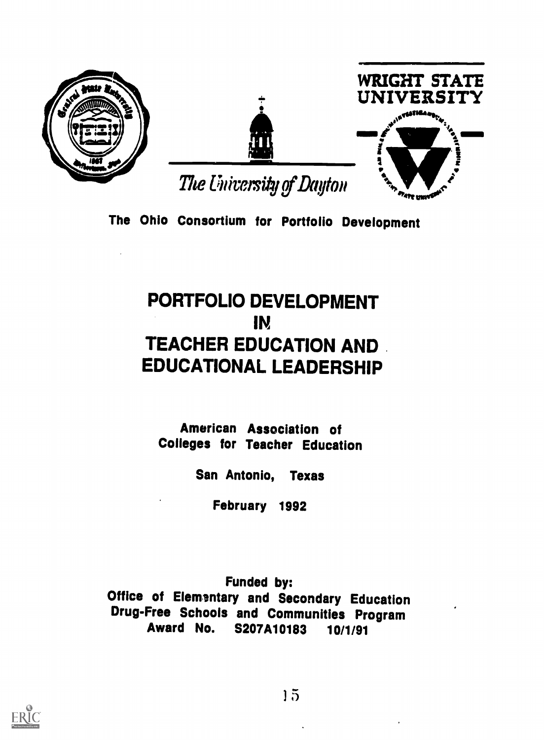WRIGHT STATE UNIVERSITY

The University of Dayton

**The Ohio Consortium for Portfolio Development**

# PORTFOLIO DEVELOPMENT IN TEACHER EDUCATION AND EDUCATIONAL LEADERSHIP

**American Association of Colleges for Teacher Education**

**San Antonio, Texas**

**February 1992**

**Funded by:**
**Office of Elementary and Secondary Education**
**Drug-Free Schools and Communities Program**
**Award No. S207A10183 10/1/91**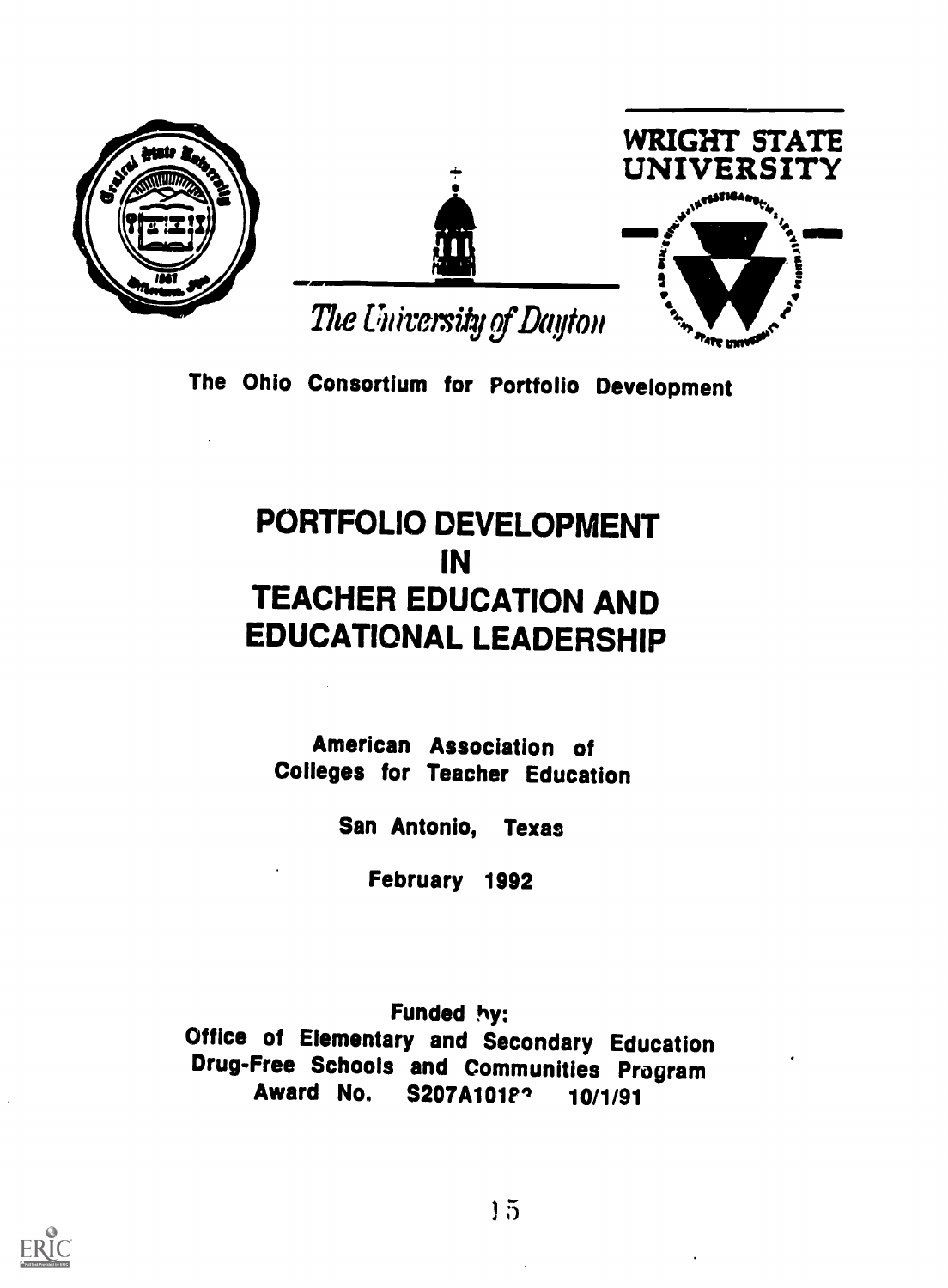WRIGHT STATE UNIVERSITY

The University of Dayton

The Ohio Consortium for Portfolio Development

# PORTFOLIO DEVELOPMENT IN TEACHER EDUCATION AND EDUCATIONAL LEADERSHIP

American Association of Colleges for Teacher Education

San Antonio, Texas

February 1992

Funded by:
Office of Elementary and Secondary Education
Drug-Free Schools and Communities Program
Award No. S207A1018? 10/1/91